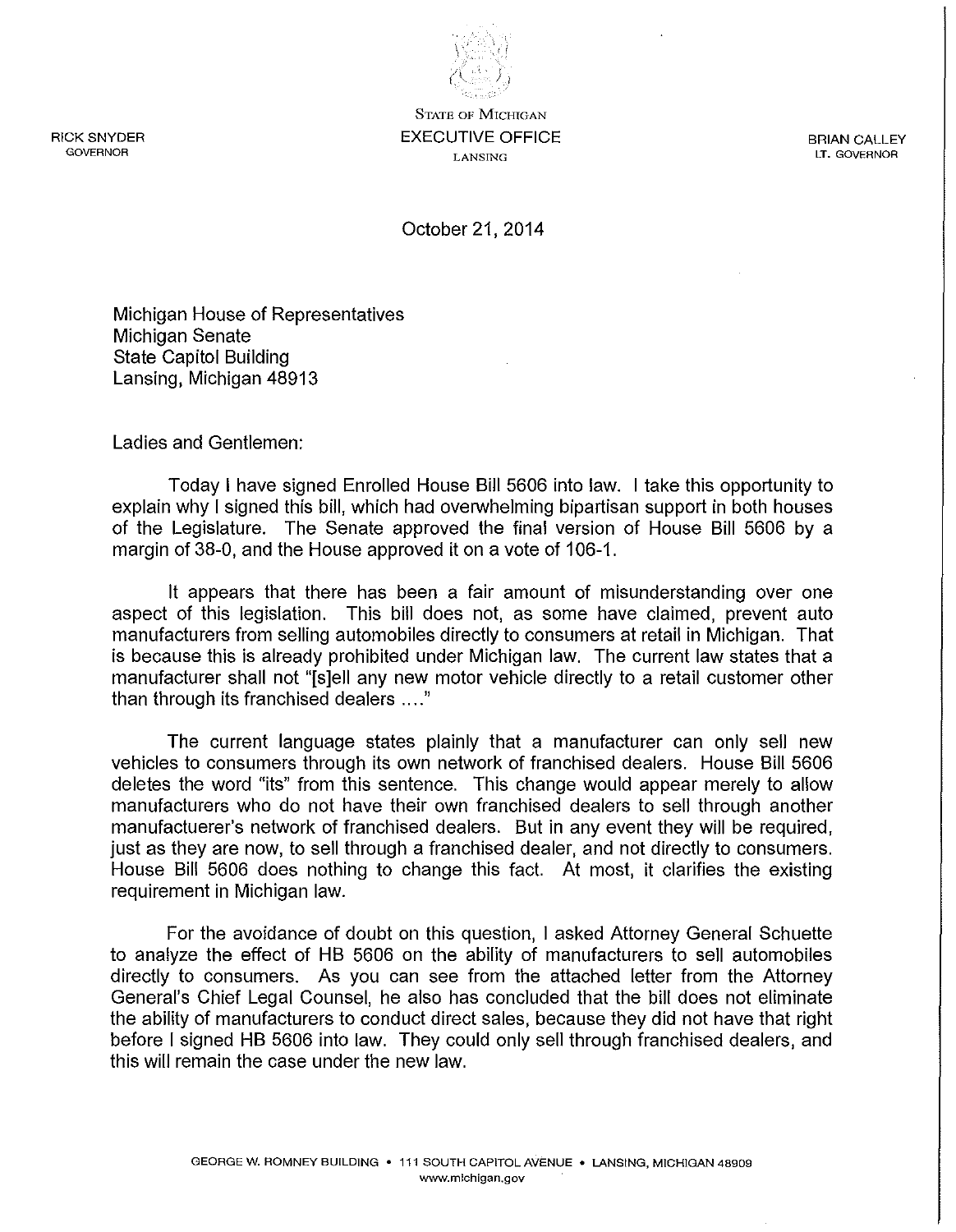RICK SNYDER
GOVERNOR

STATE OF MICHIGAN
EXECUTIVE OFFICE
LANSING

BRIAN CALLEY
LT. GOVERNOR

October 21, 2014

Michigan House of Representatives
Michigan Senate
State Capitol Building
Lansing, Michigan 48913

Ladies and Gentlemen:

Today I have signed Enrolled House Bill 5606 into law. I take this opportunity to explain why I signed this bill, which had overwhelming bipartisan support in both houses of the Legislature. The Senate approved the final version of House Bill 5606 by a margin of 38-0, and the House approved it on a vote of 106-1.

It appears that there has been a fair amount of misunderstanding over one aspect of this legislation. This bill does not, as some have claimed, prevent auto manufacturers from selling automobiles directly to consumers at retail in Michigan. That is because this is already prohibited under Michigan law. The current law states that a manufacturer shall not "[s]ell any new motor vehicle directly to a retail customer other than through its franchised dealers …."

The current language states plainly that a manufacturer can only sell new vehicles to consumers through its own network of franchised dealers. House Bill 5606 deletes the word "its" from this sentence. This change would appear merely to allow manufacturers who do not have their own franchised dealers to sell through another manufactuerer's network of franchised dealers. But in any event they will be required, just as they are now, to sell through a franchised dealer, and not directly to consumers. House Bill 5606 does nothing to change this fact. At most, it clarifies the existing requirement in Michigan law.

For the avoidance of doubt on this question, I asked Attorney General Schuette to analyze the effect of HB 5606 on the ability of manufacturers to sell automobiles directly to consumers. As you can see from the attached letter from the Attorney General's Chief Legal Counsel, he also has concluded that the bill does not eliminate the ability of manufacturers to conduct direct sales, because they did not have that right before I signed HB 5606 into law. They could only sell through franchised dealers, and this will remain the case under the new law.

GEORGE W. ROMNEY BUILDING • 111 SOUTH CAPITOL AVENUE • LANSING, MICHIGAN 48909
www.michigan.gov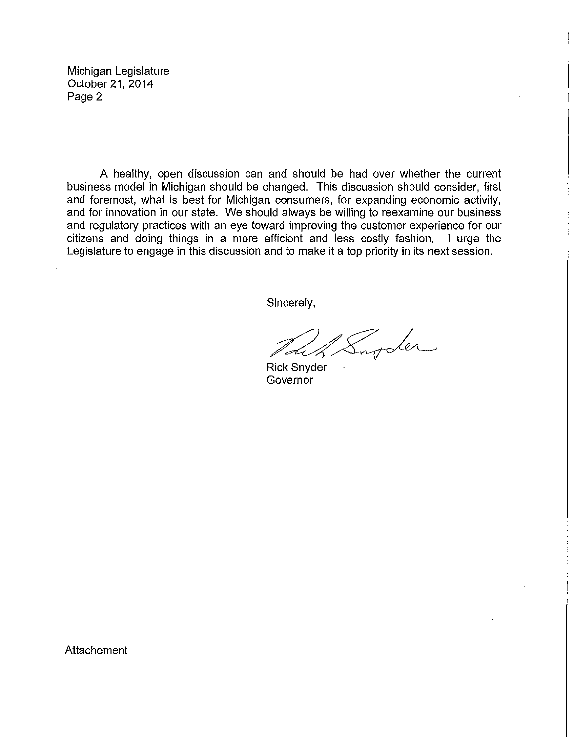Michigan Legislature
October 21, 2014
Page 2

A healthy, open discussion can and should be had over whether the current business model in Michigan should be changed. This discussion should consider, first and foremost, what is best for Michigan consumers, for expanding economic activity, and for innovation in our state. We should always be willing to reexamine our business and regulatory practices with an eye toward improving the customer experience for our citizens and doing things in a more efficient and less costly fashion. I urge the Legislature to engage in this discussion and to make it a top priority in its next session.

Sincerely,

Rick Snyder
Governor

Attachement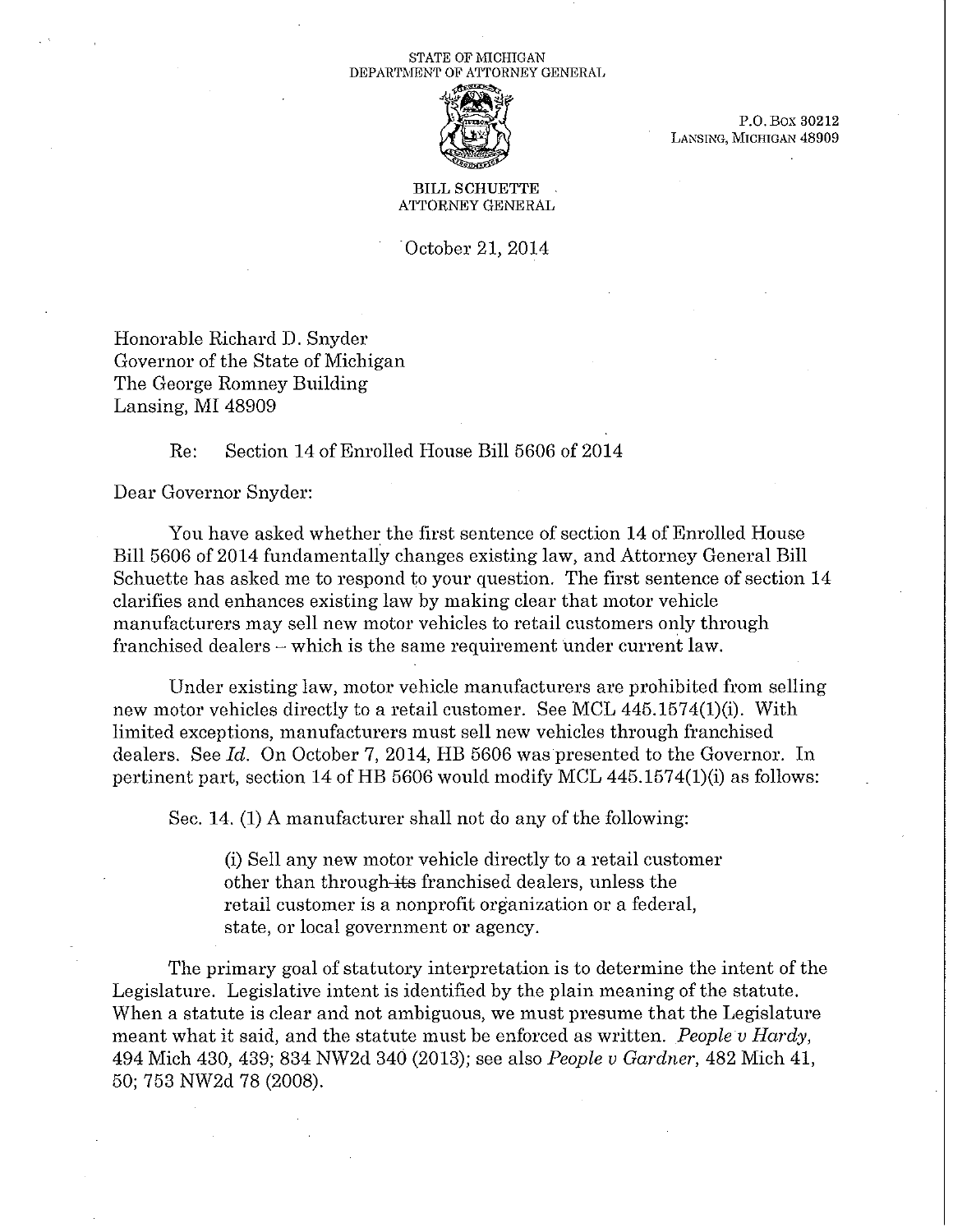STATE OF MICHIGAN
DEPARTMENT OF ATTORNEY GENERAL

P.O. Box 30212
Lansing, Michigan 48909

BILL SCHUETTE
ATTORNEY GENERAL

October 21, 2014

Honorable Richard D. Snyder
Governor of the State of Michigan
The George Romney Building
Lansing, MI 48909

Re: Section 14 of Enrolled House Bill 5606 of 2014

Dear Governor Snyder:

You have asked whether the first sentence of section 14 of Enrolled House Bill 5606 of 2014 fundamentally changes existing law, and Attorney General Bill Schuette has asked me to respond to your question. The first sentence of section 14 clarifies and enhances existing law by making clear that motor vehicle manufacturers may sell new motor vehicles to retail customers only through franchised dealers – which is the same requirement under current law.

Under existing law, motor vehicle manufacturers are prohibited from selling new motor vehicles directly to a retail customer. See MCL 445.1574(1)(i). With limited exceptions, manufacturers must sell new vehicles through franchised dealers. See *Id.* On October 7, 2014, HB 5606 was presented to the Governor. In pertinent part, section 14 of HB 5606 would modify MCL 445.1574(1)(i) as follows:

Sec. 14. (1) A manufacturer shall not do any of the following:

> (i) Sell any new motor vehicle directly to a retail customer other than through ~~its~~ franchised dealers, unless the retail customer is a nonprofit organization or a federal, state, or local government or agency.

The primary goal of statutory interpretation is to determine the intent of the Legislature. Legislative intent is identified by the plain meaning of the statute. When a statute is clear and not ambiguous, we must presume that the Legislature meant what it said, and the statute must be enforced as written. *People v Hardy*, 494 Mich 430, 439; 834 NW2d 340 (2013); see also *People v Gardner*, 482 Mich 41, 50; 753 NW2d 78 (2008).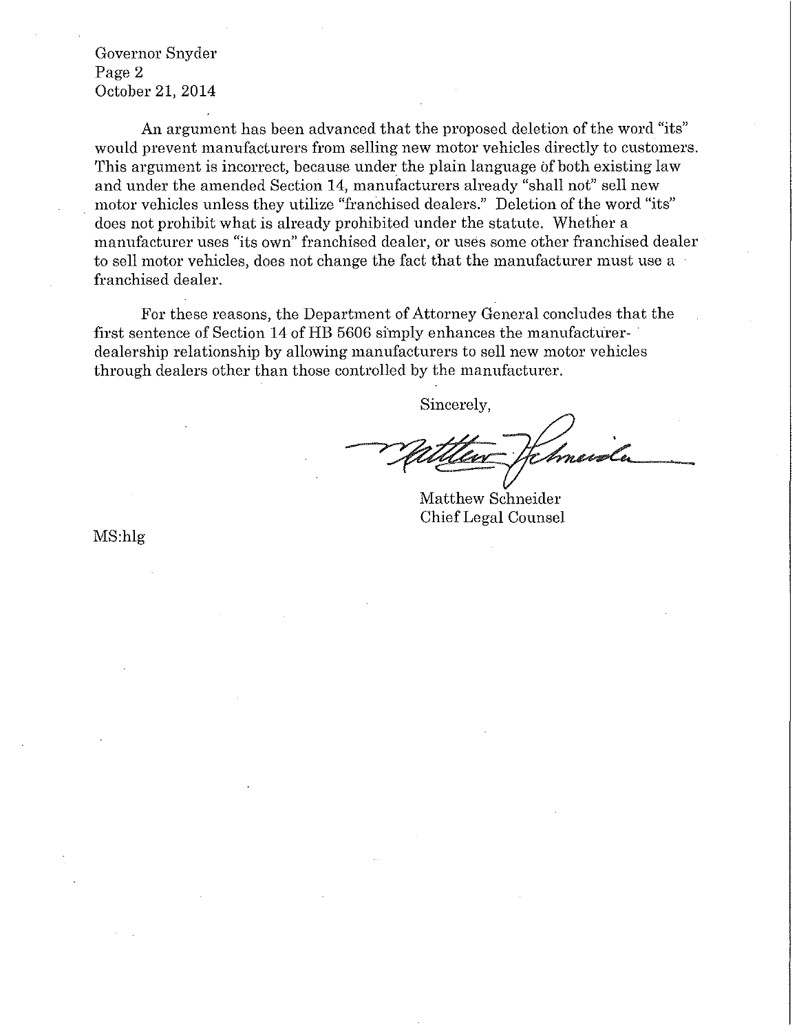An argument has been advanced that the proposed deletion of the word "its" would prevent manufacturers from selling new motor vehicles directly to customers. This argument is incorrect, because under the plain language of both existing law and under the amended Section 14, manufacturers already "shall not" sell new motor vehicles unless they utilize "franchised dealers." Deletion of the word "its" does not prohibit what is already prohibited under the statute. Whether a manufacturer uses "its own" franchised dealer, or uses some other franchised dealer to sell motor vehicles, does not change the fact that the manufacturer must use a franchised dealer.

For these reasons, the Department of Attorney General concludes that the first sentence of Section 14 of HB 5606 simply enhances the manufacturer-dealership relationship by allowing manufacturers to sell new motor vehicles through dealers other than those controlled by the manufacturer.

Sincerely,

Matthew Schneider
Chief Legal Counsel

MS:hlg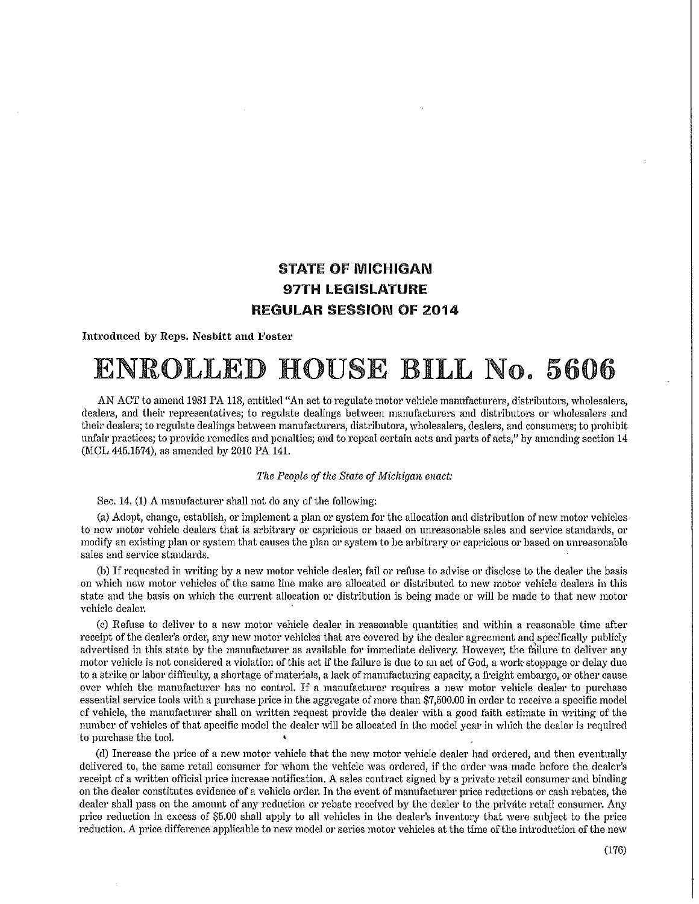## STATE OF MICHIGAN
## 97TH LEGISLATURE
## REGULAR SESSION OF 2014

**Introduced by Reps. Nesbitt and Foster**

# ENROLLED HOUSE BILL No. 5606

AN ACT to amend 1981 PA 118, entitled "An act to regulate motor vehicle manufacturers, distributors, wholesalers, dealers, and their representatives; to regulate dealings between manufacturers and distributors or wholesalers and their dealers; to regulate dealings between manufacturers, distributors, wholesalers, dealers, and consumers; to prohibit unfair practices; to provide remedies and penalties; and to repeal certain acts and parts of acts," by amending section 14 (MCL 445.1574), as amended by 2010 PA 141.

*The People of the State of Michigan enact:*

Sec. 14. (1) A manufacturer shall not do any of the following:

(a) Adopt, change, establish, or implement a plan or system for the allocation and distribution of new motor vehicles to new motor vehicle dealers that is arbitrary or capricious or based on unreasonable sales and service standards, or modify an existing plan or system that causes the plan or system to be arbitrary or capricious or based on unreasonable sales and service standards.

(b) If requested in writing by a new motor vehicle dealer, fail or refuse to advise or disclose to the dealer the basis on which new motor vehicles of the same line make are allocated or distributed to new motor vehicle dealers in this state and the basis on which the current allocation or distribution is being made or will be made to that new motor vehicle dealer.

(c) Refuse to deliver to a new motor vehicle dealer in reasonable quantities and within a reasonable time after receipt of the dealer's order, any new motor vehicles that are covered by the dealer agreement and specifically publicly advertised in this state by the manufacturer as available for immediate delivery. However, the failure to deliver any motor vehicle is not considered a violation of this act if the failure is due to an act of God, a work stoppage or delay due to a strike or labor difficulty, a shortage of materials, a lack of manufacturing capacity, a freight embargo, or other cause over which the manufacturer has no control. If a manufacturer requires a new motor vehicle dealer to purchase essential service tools with a purchase price in the aggregate of more than $7,500.00 in order to receive a specific model of vehicle, the manufacturer shall on written request provide the dealer with a good faith estimate in writing of the number of vehicles of that specific model the dealer will be allocated in the model year in which the dealer is required to purchase the tool.

(d) Increase the price of a new motor vehicle that the new motor vehicle dealer had ordered, and then eventually delivered to, the same retail consumer for whom the vehicle was ordered, if the order was made before the dealer's receipt of a written official price increase notification. A sales contract signed by a private retail consumer and binding on the dealer constitutes evidence of a vehicle order. In the event of manufacturer price reductions or cash rebates, the dealer shall pass on the amount of any reduction or rebate received by the dealer to the private retail consumer. Any price reduction in excess of $5.00 shall apply to all vehicles in the dealer's inventory that were subject to the price reduction. A price difference applicable to new model or series motor vehicles at the time of the introduction of the new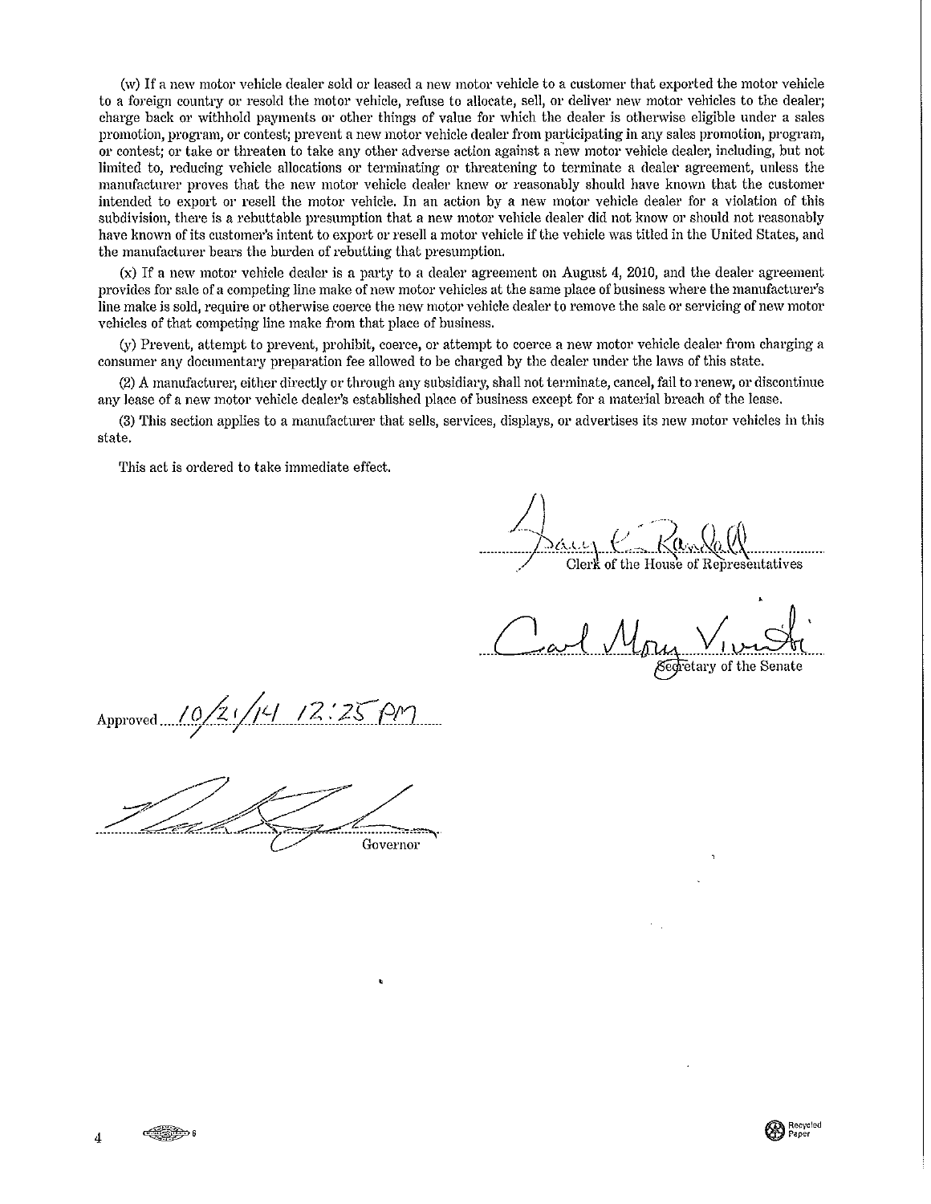(w) If a new motor vehicle dealer sold or leased a new motor vehicle to a customer that exported the motor vehicle to a foreign country or resold the motor vehicle, refuse to allocate, sell, or deliver new motor vehicles to the dealer; charge back or withhold payments or other things of value for which the dealer is otherwise eligible under a sales promotion, program, or contest; prevent a new motor vehicle dealer from participating in any sales promotion, program, or contest; or take or threaten to take any other adverse action against a new motor vehicle dealer, including, but not limited to, reducing vehicle allocations or terminating or threatening to terminate a dealer agreement, unless the manufacturer proves that the new motor vehicle dealer knew or reasonably should have known that the customer intended to export or resell the motor vehicle. In an action by a new motor vehicle dealer for a violation of this subdivision, there is a rebuttable presumption that a new motor vehicle dealer did not know or should not reasonably have known of its customer's intent to export or resell a motor vehicle if the vehicle was titled in the United States, and the manufacturer bears the burden of rebutting that presumption.

(x) If a new motor vehicle dealer is a party to a dealer agreement on August 4, 2010, and the dealer agreement provides for sale of a competing line make of new motor vehicles at the same place of business where the manufacturer's line make is sold, require or otherwise coerce the new motor vehicle dealer to remove the sale or servicing of new motor vehicles of that competing line make from that place of business.

(y) Prevent, attempt to prevent, prohibit, coerce, or attempt to coerce a new motor vehicle dealer from charging a consumer any documentary preparation fee allowed to be charged by the dealer under the laws of this state.

(2) A manufacturer, either directly or through any subsidiary, shall not terminate, cancel, fail to renew, or discontinue any lease of a new motor vehicle dealer's established place of business except for a material breach of the lease.

(3) This section applies to a manufacturer that sells, services, displays, or advertises its new motor vehicles in this state.

This act is ordered to take immediate effect.

Clerk of the House of Representatives

Secretary of the Senate

Approved 10/21/14 12:25 PM

Governor